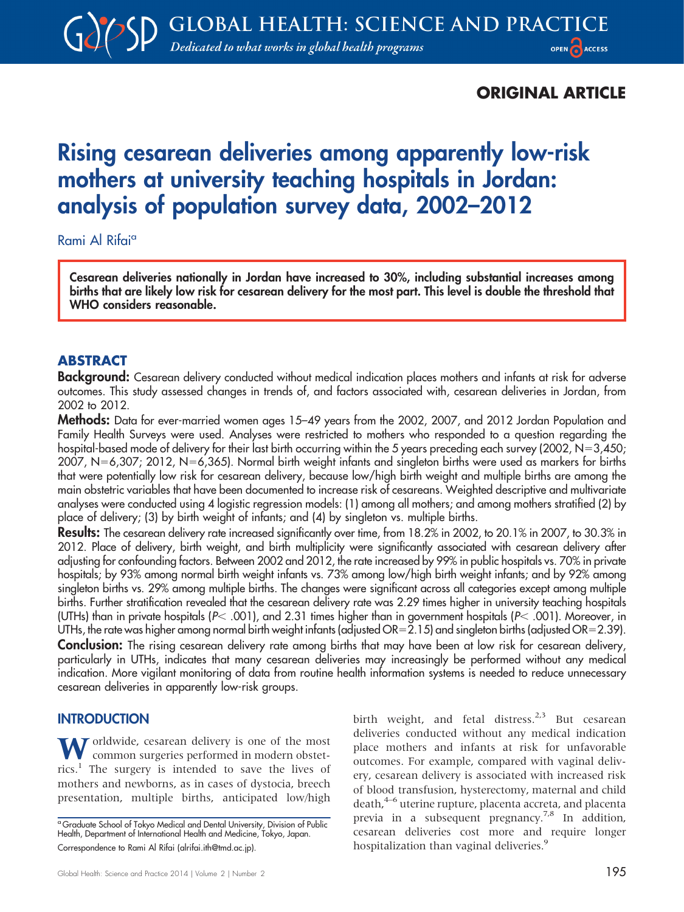## ORIGINAL ARTICLE

# Rising cesarean deliveries among apparently low-risk mothers at university teaching hospitals in Jordan: analysis of population survey data, 2002–2012

Rami Al Rifai[a]

**Cesarean deliveries nationally in Jordan have increased to 30%, including substantial increases among births that are likely low risk for cesarean delivery for the most part. This level is double the threshold that WHO considers reasonable.**

## ABSTRACT

**Background:** Cesarean delivery conducted without medical indication places mothers and infants at risk for adverse outcomes. This study assessed changes in trends of, and factors associated with, cesarean deliveries in Jordan, from 2002 to 2012.

**Methods:** Data for ever-married women ages 15–49 years from the 2002, 2007, and 2012 Jordan Population and Family Health Surveys were used. Analyses were restricted to mothers who responded to a question regarding the hospital-based mode of delivery for their last birth occurring within the 5 years preceding each survey (2002, N=3,450; 2007, N=6,307; 2012, N=6,365). Normal birth weight infants and singleton births were used as markers for births that were potentially low risk for cesarean delivery, because low/high birth weight and multiple births are among the main obstetric variables that have been documented to increase risk of cesareans. Weighted descriptive and multivariate analyses were conducted using 4 logistic regression models: (1) among all mothers; and among mothers stratified (2) by place of delivery; (3) by birth weight of infants; and (4) by singleton vs. multiple births.

**Results:** The cesarean delivery rate increased significantly over time, from 18.2% in 2002, to 20.1% in 2007, to 30.3% in 2012. Place of delivery, birth weight, and birth multiplicity were significantly associated with cesarean delivery after adjusting for confounding factors. Between 2002 and 2012, the rate increased by 99% in public hospitals vs. 70% in private hospitals; by 93% among normal birth weight infants vs. 73% among low/high birth weight infants; and by 92% among singleton births vs. 29% among multiple births. The changes were significant across all categories except among multiple births. Further stratification revealed that the cesarean delivery rate was 2.29 times higher in university teaching hospitals (UTHs) than in private hospitals ($P < .001$), and 2.31 times higher than in government hospitals ($P < .001$). Moreover, in UTHs, the rate was higher among normal birth weight infants (adjusted OR=2.15) and singleton births (adjusted OR=2.39).

**Conclusion:** The rising cesarean delivery rate among births that may have been at low risk for cesarean delivery, particularly in UTHs, indicates that many cesarean deliveries may increasingly be performed without any medical indication. More vigilant monitoring of data from routine health information systems is needed to reduce unnecessary cesarean deliveries in apparently low-risk groups.

## INTRODUCTION

Worldwide, cesarean delivery is one of the most common surgeries performed in modern obstetrics.[1] The surgery is intended to save the lives of mothers and newborns, as in cases of dystocia, breech presentation, multiple births, anticipated low/high birth weight, and fetal distress.[2,3] But cesarean deliveries conducted without any medical indication place mothers and infants at risk for unfavorable outcomes. For example, compared with vaginal delivery, cesarean delivery is associated with increased risk of blood transfusion, hysterectomy, maternal and child death,[4–6] uterine rupture, placenta accreta, and placenta previa in a subsequent pregnancy.[7,8] In addition, cesarean deliveries cost more and require longer hospitalization than vaginal deliveries.[9]

[a] Graduate School of Tokyo Medical and Dental University, Division of Public Health, Department of International Health and Medicine, Tokyo, Japan.

Correspondence to Rami Al Rifai (alrifai.ith@tmd.ac.jp).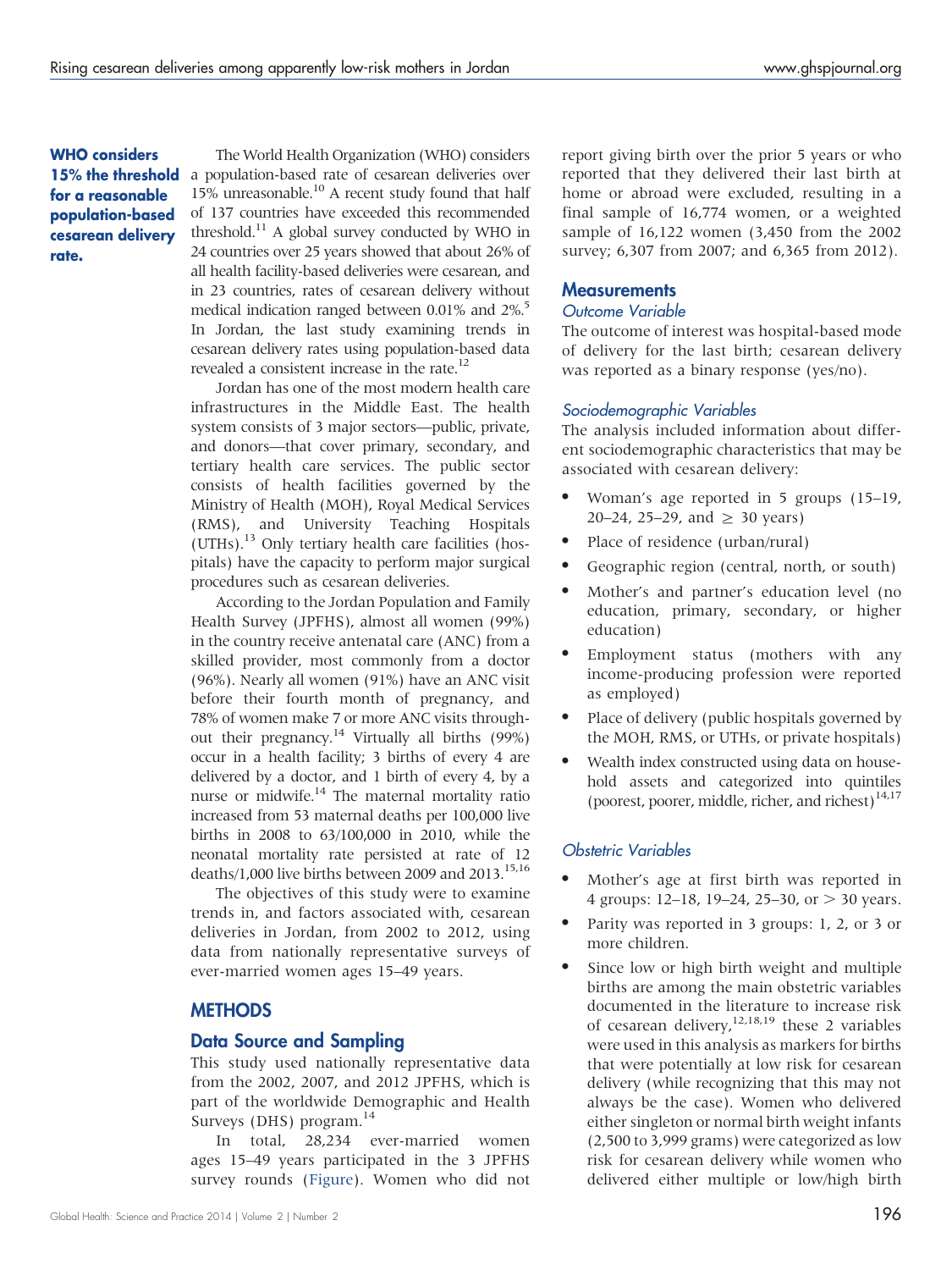**WHO considers 15% the threshold for a reasonable population-based cesarean delivery rate.**

The World Health Organization (WHO) considers a population-based rate of cesarean deliveries over 15% unreasonable.[10] A recent study found that half of 137 countries have exceeded this recommended threshold.[11] A global survey conducted by WHO in 24 countries over 25 years showed that about 26% of all health facility-based deliveries were cesarean, and in 23 countries, rates of cesarean delivery without medical indication ranged between 0.01% and 2%.[5] In Jordan, the last study examining trends in cesarean delivery rates using population-based data revealed a consistent increase in the rate.[12]

Jordan has one of the most modern health care infrastructures in the Middle East. The health system consists of 3 major sectors—public, private, and donors—that cover primary, secondary, and tertiary health care services. The public sector consists of health facilities governed by the Ministry of Health (MOH), Royal Medical Services (RMS), and University Teaching Hospitals (UTHs).[13] Only tertiary health care facilities (hospitals) have the capacity to perform major surgical procedures such as cesarean deliveries.

According to the Jordan Population and Family Health Survey (JPFHS), almost all women (99%) in the country receive antenatal care (ANC) from a skilled provider, most commonly from a doctor (96%). Nearly all women (91%) have an ANC visit before their fourth month of pregnancy, and 78% of women make 7 or more ANC visits throughout their pregnancy.[14] Virtually all births (99%) occur in a health facility; 3 births of every 4 are delivered by a doctor, and 1 birth of every 4, by a nurse or midwife.[14] The maternal mortality ratio increased from 53 maternal deaths per 100,000 live births in 2008 to 63/100,000 in 2010, while the neonatal mortality rate persisted at rate of 12 deaths/1,000 live births between 2009 and 2013.[15,16]

The objectives of this study were to examine trends in, and factors associated with, cesarean deliveries in Jordan, from 2002 to 2012, using data from nationally representative surveys of ever-married women ages 15–49 years.

## METHODS

### Data Source and Sampling

This study used nationally representative data from the 2002, 2007, and 2012 JPFHS, which is part of the worldwide Demographic and Health Surveys (DHS) program.[14]

In total, 28,234 ever-married women ages 15–49 years participated in the 3 JPFHS survey rounds (Figure). Women who did not report giving birth over the prior 5 years or who reported that they delivered their last birth at home or abroad were excluded, resulting in a final sample of 16,774 women, or a weighted sample of 16,122 women (3,450 from the 2002 survey; 6,307 from 2007; and 6,365 from 2012).

### Measurements

#### *Outcome Variable*

The outcome of interest was hospital-based mode of delivery for the last birth; cesarean delivery was reported as a binary response (yes/no).

#### *Sociodemographic Variables*

The analysis included information about different sociodemographic characteristics that may be associated with cesarean delivery:

- Woman's age reported in 5 groups (15–19, 20–24, 25–29, and ≥ 30 years)
- Place of residence (urban/rural)
- Geographic region (central, north, or south)
- Mother's and partner's education level (no education, primary, secondary, or higher education)
- Employment status (mothers with any income-producing profession were reported as employed)
- Place of delivery (public hospitals governed by the MOH, RMS, or UTHs, or private hospitals)
- Wealth index constructed using data on household assets and categorized into quintiles (poorest, poorer, middle, richer, and richest)[14,17]

#### *Obstetric Variables*

- Mother's age at first birth was reported in 4 groups: 12–18, 19–24, 25–30, or > 30 years.
- Parity was reported in 3 groups: 1, 2, or 3 or more children.
- Since low or high birth weight and multiple births are among the main obstetric variables documented in the literature to increase risk of cesarean delivery,[12,18,19] these 2 variables were used in this analysis as markers for births that were potentially at low risk for cesarean delivery (while recognizing that this may not always be the case). Women who delivered either singleton or normal birth weight infants (2,500 to 3,999 grams) were categorized as low risk for cesarean delivery while women who delivered either multiple or low/high birth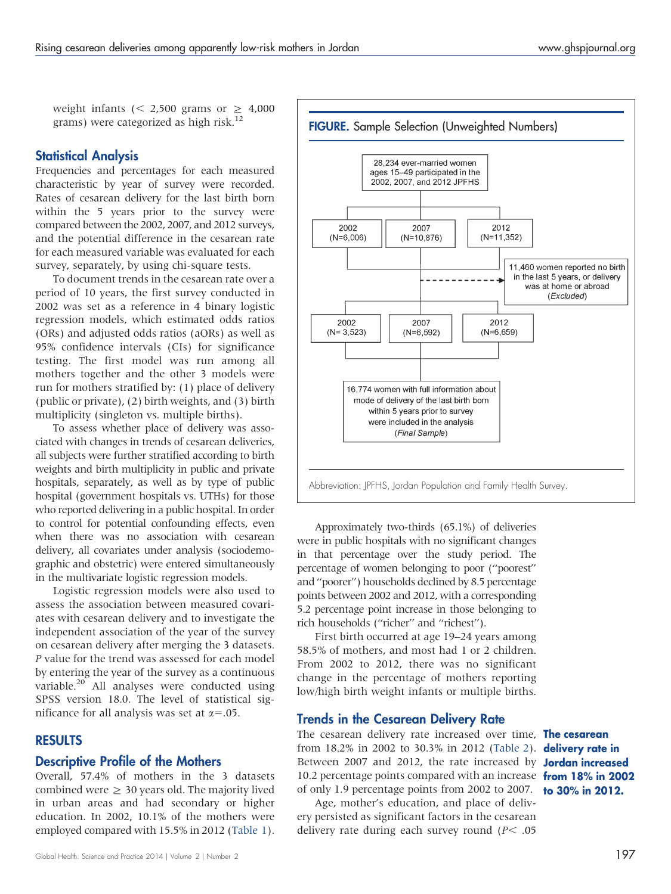weight infants (< 2,500 grams or ≥ 4,000 grams) were categorized as high risk.[12]

## Statistical Analysis

Frequencies and percentages for each measured characteristic by year of survey were recorded. Rates of cesarean delivery for the last birth born within the 5 years prior to the survey were compared between the 2002, 2007, and 2012 surveys, and the potential difference in the cesarean rate for each measured variable was evaluated for each survey, separately, by using chi-square tests.

To document trends in the cesarean rate over a period of 10 years, the first survey conducted in 2002 was set as a reference in 4 binary logistic regression models, which estimated odds ratios (ORs) and adjusted odds ratios (aORs) as well as 95% confidence intervals (CIs) for significance testing. The first model was run among all mothers together and the other 3 models were run for mothers stratified by: (1) place of delivery (public or private), (2) birth weights, and (3) birth multiplicity (singleton vs. multiple births).

To assess whether place of delivery was associated with changes in trends of cesarean deliveries, all subjects were further stratified according to birth weights and birth multiplicity in public and private hospitals, separately, as well as by type of public hospital (government hospitals vs. UTHs) for those who reported delivering in a public hospital. In order to control for potential confounding effects, even when there was no association with cesarean delivery, all covariates under analysis (sociodemographic and obstetric) were entered simultaneously in the multivariate logistic regression models.

Logistic regression models were also used to assess the association between measured covariates with cesarean delivery and to investigate the independent association of the year of the survey on cesarean delivery after merging the 3 datasets. *P* value for the trend was assessed for each model by entering the year of the survey as a continuous variable.[20] All analyses were conducted using SPSS version 18.0. The level of statistical significance for all analysis was set at $\alpha$=.05.

## RESULTS

### Descriptive Profile of the Mothers

Overall, 57.4% of mothers in the 3 datasets combined were ≥ 30 years old. The majority lived in urban areas and had secondary or higher education. In 2002, 10.1% of the mothers were employed compared with 15.5% in 2012 (Table 1).

**FIGURE.** Sample Selection (Unweighted Numbers)

28,234 ever-married women ages 15–49 participated in the 2002, 2007, and 2012 JPFHS

2002 (N=6,006) | 2007 (N=10,876) | 2012 (N=11,352)

11,460 women reported no birth in the last 5 years, or delivery was at home or abroad (*Excluded*)

2002 (N= 3,523) | 2007 (N=6,592) | 2012 (N=6,659)

16,774 women with full information about mode of delivery of the last birth born within 5 years prior to survey were included in the analysis (*Final Sample*)

Abbreviation: JPFHS, Jordan Population and Family Health Survey.

Approximately two-thirds (65.1%) of deliveries were in public hospitals with no significant changes in that percentage over the study period. The percentage of women belonging to poor ("poorest" and "poorer") households declined by 8.5 percentage points between 2002 and 2012, with a corresponding 5.2 percentage point increase in those belonging to rich households ("richer" and "richest").

First birth occurred at age 19–24 years among 58.5% of mothers, and most had 1 or 2 children. From 2002 to 2012, there was no significant change in the percentage of mothers reporting low/high birth weight infants or multiple births.

### Trends in the Cesarean Delivery Rate

The cesarean delivery rate increased over time, from 18.2% in 2002 to 30.3% in 2012 (Table 2). Between 2007 and 2012, the rate increased by 10.2 percentage points compared with an increase of only 1.9 percentage points from 2002 to 2007.

**The cesarean delivery rate in Jordan increased from 18% in 2002 to 30% in 2012.**

Age, mother's education, and place of delivery persisted as significant factors in the cesarean delivery rate during each survey round ($P<$ .05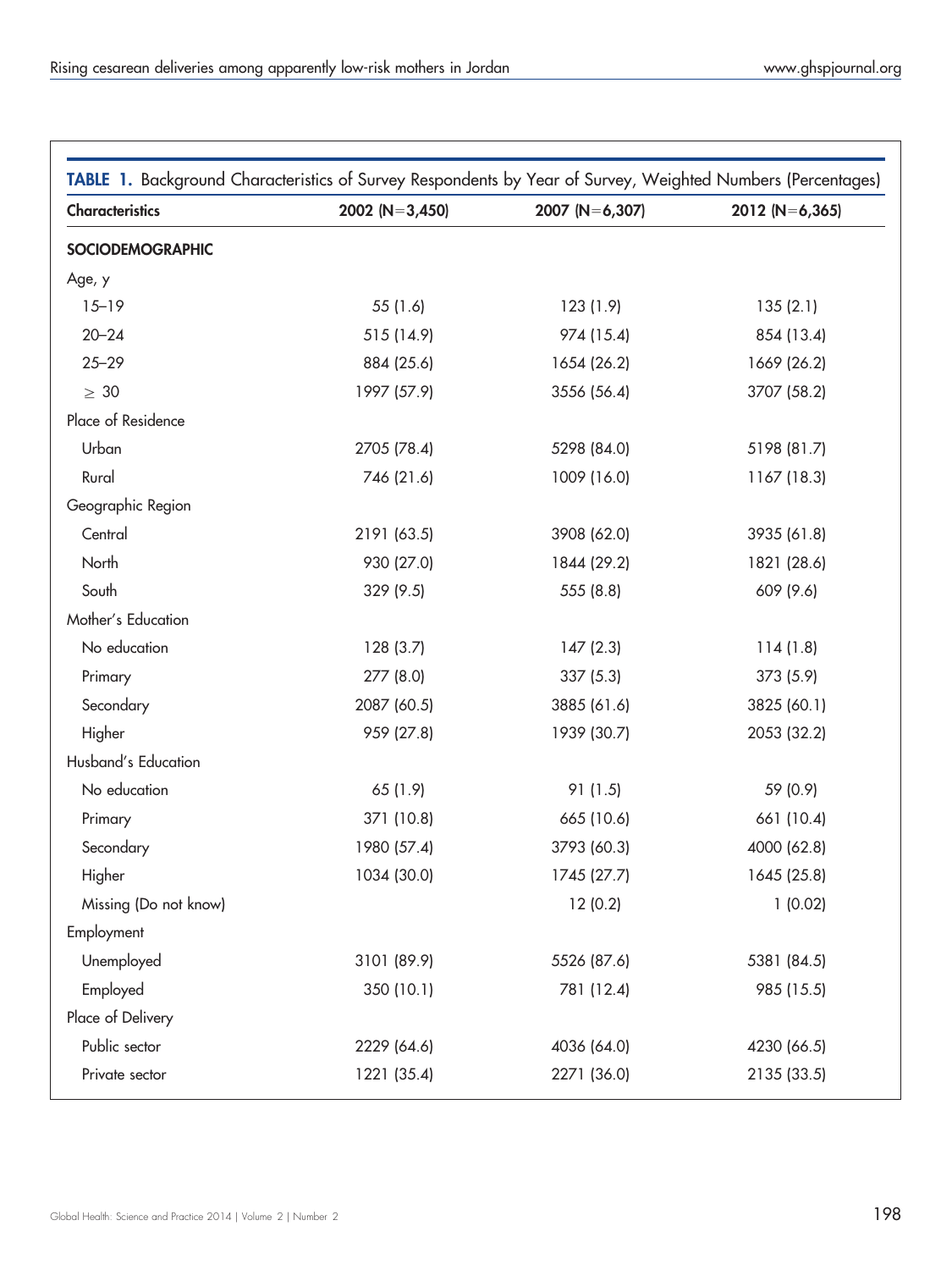**TABLE 1.** Background Characteristics of Survey Respondents by Year of Survey, Weighted Numbers (Percentages)

| Characteristics | 2002 (N=3,450) | 2007 (N=6,307) | 2012 (N=6,365) |
|---|---|---|---|
| **SOCIODEMOGRAPHIC** | | | |
| Age, y | | | |
| 15–19 | 55 (1.6) | 123 (1.9) | 135 (2.1) |
| 20–24 | 515 (14.9) | 974 (15.4) | 854 (13.4) |
| 25–29 | 884 (25.6) | 1654 (26.2) | 1669 (26.2) |
| ≥ 30 | 1997 (57.9) | 3556 (56.4) | 3707 (58.2) |
| Place of Residence | | | |
| Urban | 2705 (78.4) | 5298 (84.0) | 5198 (81.7) |
| Rural | 746 (21.6) | 1009 (16.0) | 1167 (18.3) |
| Geographic Region | | | |
| Central | 2191 (63.5) | 3908 (62.0) | 3935 (61.8) |
| North | 930 (27.0) | 1844 (29.2) | 1821 (28.6) |
| South | 329 (9.5) | 555 (8.8) | 609 (9.6) |
| Mother's Education | | | |
| No education | 128 (3.7) | 147 (2.3) | 114 (1.8) |
| Primary | 277 (8.0) | 337 (5.3) | 373 (5.9) |
| Secondary | 2087 (60.5) | 3885 (61.6) | 3825 (60.1) |
| Higher | 959 (27.8) | 1939 (30.7) | 2053 (32.2) |
| Husband's Education | | | |
| No education | 65 (1.9) | 91 (1.5) | 59 (0.9) |
| Primary | 371 (10.8) | 665 (10.6) | 661 (10.4) |
| Secondary | 1980 (57.4) | 3793 (60.3) | 4000 (62.8) |
| Higher | 1034 (30.0) | 1745 (27.7) | 1645 (25.8) |
| Missing (Do not know) | | 12 (0.2) | 1 (0.02) |
| Employment | | | |
| Unemployed | 3101 (89.9) | 5526 (87.6) | 5381 (84.5) |
| Employed | 350 (10.1) | 781 (12.4) | 985 (15.5) |
| Place of Delivery | | | |
| Public sector | 2229 (64.6) | 4036 (64.0) | 4230 (66.5) |
| Private sector | 1221 (35.4) | 2271 (36.0) | 2135 (33.5) |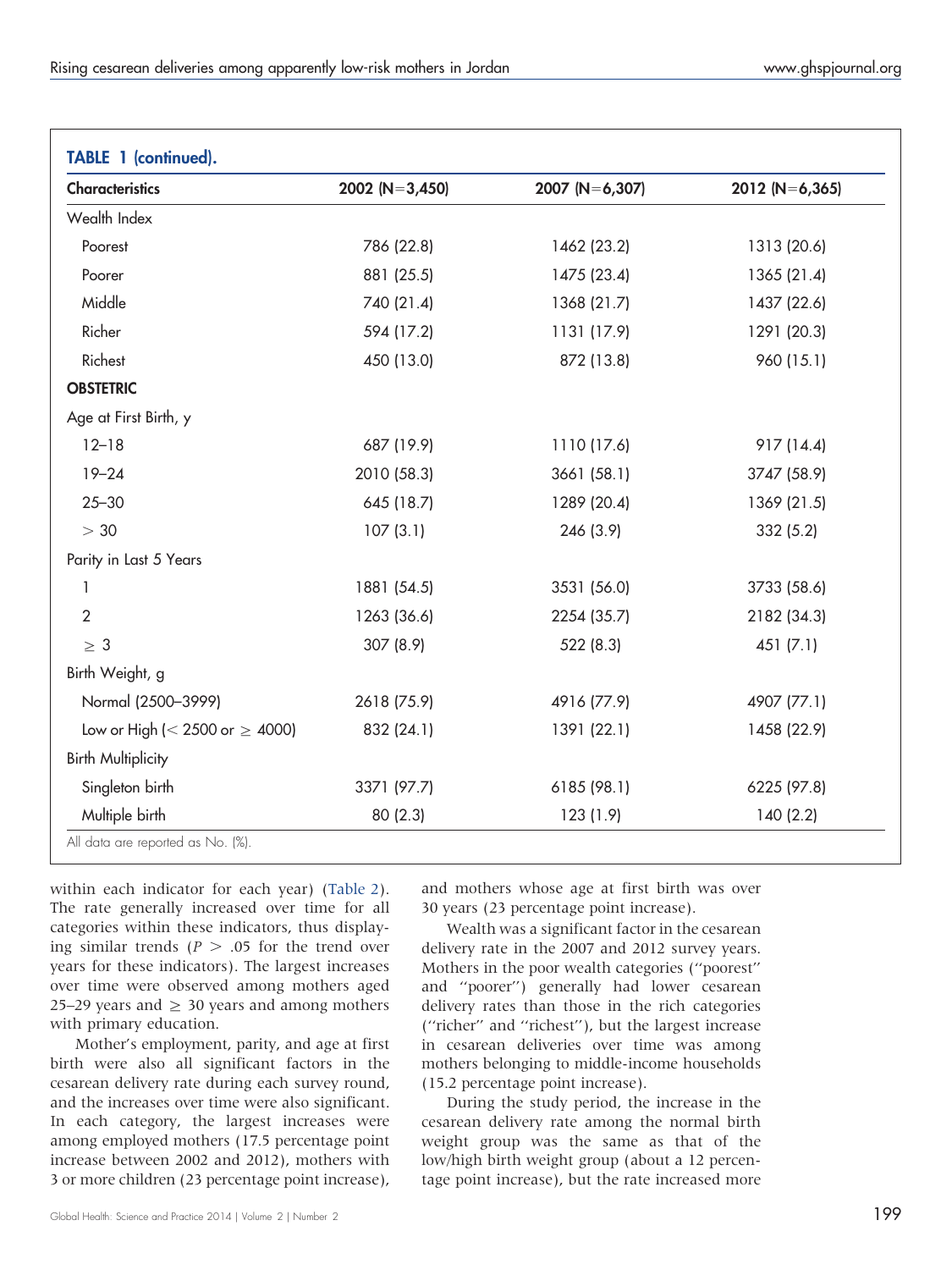**TABLE 1 (continued).**

| Characteristics | 2002 (N=3,450) | 2007 (N=6,307) | 2012 (N=6,365) |
|---|---|---|---|
| Wealth Index | | | |
| Poorest | 786 (22.8) | 1462 (23.2) | 1313 (20.6) |
| Poorer | 881 (25.5) | 1475 (23.4) | 1365 (21.4) |
| Middle | 740 (21.4) | 1368 (21.7) | 1437 (22.6) |
| Richer | 594 (17.2) | 1131 (17.9) | 1291 (20.3) |
| Richest | 450 (13.0) | 872 (13.8) | 960 (15.1) |
| **OBSTETRIC** | | | |
| Age at First Birth, y | | | |
| 12–18 | 687 (19.9) | 1110 (17.6) | 917 (14.4) |
| 19–24 | 2010 (58.3) | 3661 (58.1) | 3747 (58.9) |
| 25–30 | 645 (18.7) | 1289 (20.4) | 1369 (21.5) |
| > 30 | 107 (3.1) | 246 (3.9) | 332 (5.2) |
| Parity in Last 5 Years | | | |
| 1 | 1881 (54.5) | 3531 (56.0) | 3733 (58.6) |
| 2 | 1263 (36.6) | 2254 (35.7) | 2182 (34.3) |
| ≥ 3 | 307 (8.9) | 522 (8.3) | 451 (7.1) |
| Birth Weight, g | | | |
| Normal (2500–3999) | 2618 (75.9) | 4916 (77.9) | 4907 (77.1) |
| Low or High (< 2500 or ≥ 4000) | 832 (24.1) | 1391 (22.1) | 1458 (22.9) |
| Birth Multiplicity | | | |
| Singleton birth | 3371 (97.7) | 6185 (98.1) | 6225 (97.8) |
| Multiple birth | 80 (2.3) | 123 (1.9) | 140 (2.2) |

All data are reported as No. (%).

within each indicator for each year) (Table 2). The rate generally increased over time for all categories within these indicators, thus displaying similar trends ($P > .05$ for the trend over years for these indicators). The largest increases over time were observed among mothers aged 25–29 years and ≥ 30 years and among mothers with primary education.

Mother's employment, parity, and age at first birth were also all significant factors in the cesarean delivery rate during each survey round, and the increases over time were also significant. In each category, the largest increases were among employed mothers (17.5 percentage point increase between 2002 and 2012), mothers with 3 or more children (23 percentage point increase), and mothers whose age at first birth was over 30 years (23 percentage point increase).

Wealth was a significant factor in the cesarean delivery rate in the 2007 and 2012 survey years. Mothers in the poor wealth categories (''poorest'' and ''poorer'') generally had lower cesarean delivery rates than those in the rich categories (''richer'' and ''richest''), but the largest increase in cesarean deliveries over time was among mothers belonging to middle-income households (15.2 percentage point increase).

During the study period, the increase in the cesarean delivery rate among the normal birth weight group was the same as that of the low/high birth weight group (about a 12 percentage point increase), but the rate increased more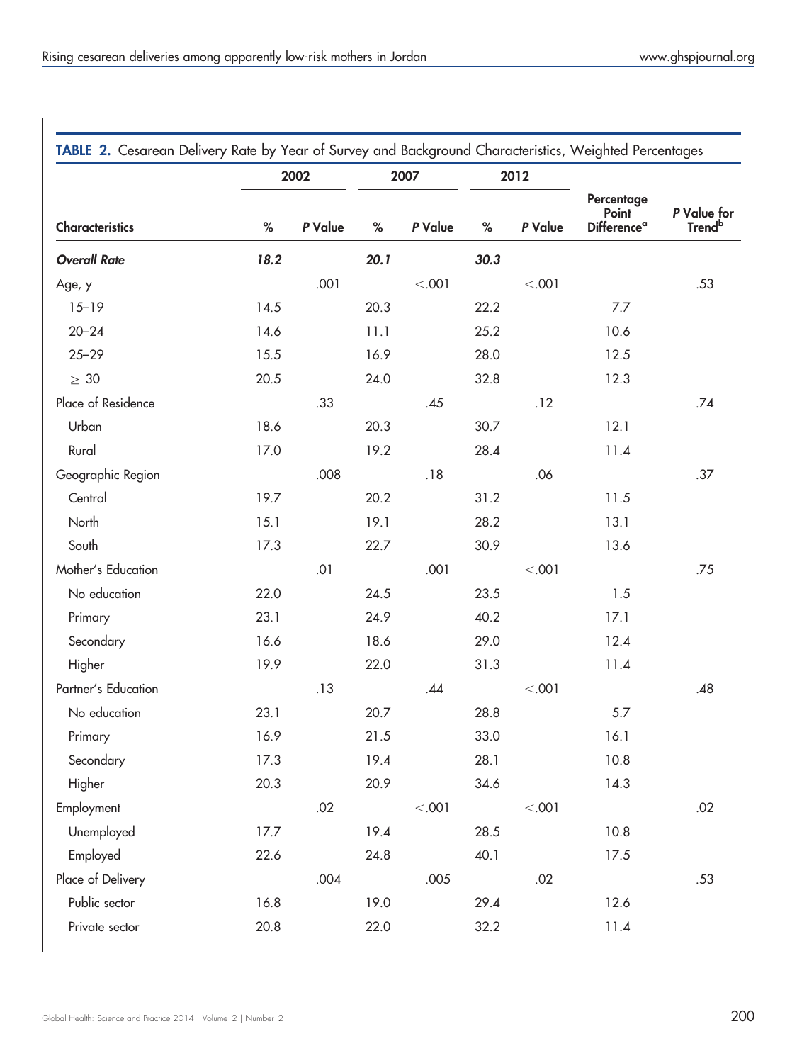**TABLE 2.** Cesarean Delivery Rate by Year of Survey and Background Characteristics, Weighted Percentages

| | 2002 | | 2007 | | 2012 | | | |
|---|---|---|---|---|---|---|---|---|
| **Characteristics** | **%** | ***P* Value** | **%** | ***P* Value** | **%** | ***P* Value** | **Percentage Point Difference[a]** | ***P* Value for Trend[b]** |
| ***Overall Rate*** | ***18.2*** | | ***20.1*** | | ***30.3*** | | | |
| Age, y | | .001 | | <.001 | | <.001 | | .53 |
| 15–19 | 14.5 | | 20.3 | | 22.2 | | 7.7 | |
| 20–24 | 14.6 | | 11.1 | | 25.2 | | 10.6 | |
| 25–29 | 15.5 | | 16.9 | | 28.0 | | 12.5 | |
| ≥ 30 | 20.5 | | 24.0 | | 32.8 | | 12.3 | |
| Place of Residence | | .33 | | .45 | | .12 | | .74 |
| Urban | 18.6 | | 20.3 | | 30.7 | | 12.1 | |
| Rural | 17.0 | | 19.2 | | 28.4 | | 11.4 | |
| Geographic Region | | .008 | | .18 | | .06 | | .37 |
| Central | 19.7 | | 20.2 | | 31.2 | | 11.5 | |
| North | 15.1 | | 19.1 | | 28.2 | | 13.1 | |
| South | 17.3 | | 22.7 | | 30.9 | | 13.6 | |
| Mother's Education | | .01 | | .001 | | <.001 | | .75 |
| No education | 22.0 | | 24.5 | | 23.5 | | 1.5 | |
| Primary | 23.1 | | 24.9 | | 40.2 | | 17.1 | |
| Secondary | 16.6 | | 18.6 | | 29.0 | | 12.4 | |
| Higher | 19.9 | | 22.0 | | 31.3 | | 11.4 | |
| Partner's Education | | .13 | | .44 | | <.001 | | .48 |
| No education | 23.1 | | 20.7 | | 28.8 | | 5.7 | |
| Primary | 16.9 | | 21.5 | | 33.0 | | 16.1 | |
| Secondary | 17.3 | | 19.4 | | 28.1 | | 10.8 | |
| Higher | 20.3 | | 20.9 | | 34.6 | | 14.3 | |
| Employment | | .02 | | <.001 | | <.001 | | .02 |
| Unemployed | 17.7 | | 19.4 | | 28.5 | | 10.8 | |
| Employed | 22.6 | | 24.8 | | 40.1 | | 17.5 | |
| Place of Delivery | | .004 | | .005 | | .02 | | .53 |
| Public sector | 16.8 | | 19.0 | | 29.4 | | 12.6 | |
| Private sector | 20.8 | | 22.0 | | 32.2 | | 11.4 | |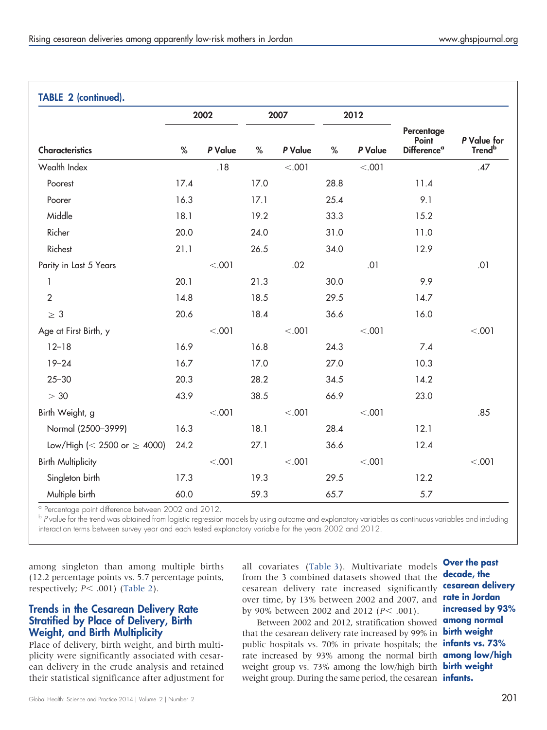**TABLE 2 (continued).**

| Characteristics | 2002 | | 2007 | | 2012 | | Percentage Point Difference[a] | P Value for Trend[b] |
|---|---|---|---|---|---|---|---|---|
| | % | P Value | % | P Value | % | P Value | | |
| Wealth Index | | .18 | | <.001 | | <.001 | | .47 |
| Poorest | 17.4 | | 17.0 | | 28.8 | | 11.4 | |
| Poorer | 16.3 | | 17.1 | | 25.4 | | 9.1 | |
| Middle | 18.1 | | 19.2 | | 33.3 | | 15.2 | |
| Richer | 20.0 | | 24.0 | | 31.0 | | 11.0 | |
| Richest | 21.1 | | 26.5 | | 34.0 | | 12.9 | |
| Parity in Last 5 Years | | <.001 | | .02 | | .01 | | .01 |
| 1 | 20.1 | | 21.3 | | 30.0 | | 9.9 | |
| 2 | 14.8 | | 18.5 | | 29.5 | | 14.7 | |
| ≥ 3 | 20.6 | | 18.4 | | 36.6 | | 16.0 | |
| Age at First Birth, y | | <.001 | | <.001 | | <.001 | | <.001 |
| 12–18 | 16.9 | | 16.8 | | 24.3 | | 7.4 | |
| 19–24 | 16.7 | | 17.0 | | 27.0 | | 10.3 | |
| 25–30 | 20.3 | | 28.2 | | 34.5 | | 14.2 | |
| > 30 | 43.9 | | 38.5 | | 66.9 | | 23.0 | |
| Birth Weight, g | | <.001 | | <.001 | | <.001 | | .85 |
| Normal (2500–3999) | 16.3 | | 18.1 | | 28.4 | | 12.1 | |
| Low/High (< 2500 or ≥ 4000) | 24.2 | | 27.1 | | 36.6 | | 12.4 | |
| Birth Multiplicity | | <.001 | | <.001 | | <.001 | | <.001 |
| Singleton birth | 17.3 | | 19.3 | | 29.5 | | 12.2 | |
| Multiple birth | 60.0 | | 59.3 | | 65.7 | | 5.7 | |

[a] Percentage point difference between 2002 and 2012.
[b] *P* value for the trend was obtained from logistic regression models by using outcome and explanatory variables as continuous variables and including interaction terms between survey year and each tested explanatory variable for the years 2002 and 2012.

among singleton than among multiple births (12.2 percentage points vs. 5.7 percentage points, respectively; $P < .001$) (Table 2).

## Trends in the Cesarean Delivery Rate Stratified by Place of Delivery, Birth Weight, and Birth Multiplicity

Place of delivery, birth weight, and birth multiplicity were significantly associated with cesarean delivery in the crude analysis and retained their statistical significance after adjustment for all covariates (Table 3). Multivariate models from the 3 combined datasets showed that the cesarean delivery rate increased significantly over time, by 13% between 2002 and 2007, and by 90% between 2002 and 2012 ($P < .001$).

Between 2002 and 2012, stratification showed that the cesarean delivery rate increased by 99% in public hospitals vs. 70% in private hospitals; the rate increased by 93% among the normal birth weight group vs. 73% among the low/high birth weight group. During the same period, the cesarean

**Over the past decade, the cesarean delivery rate in Jordan increased by 93% among normal birth weight infants vs. 73% among low/high birth weight infants.**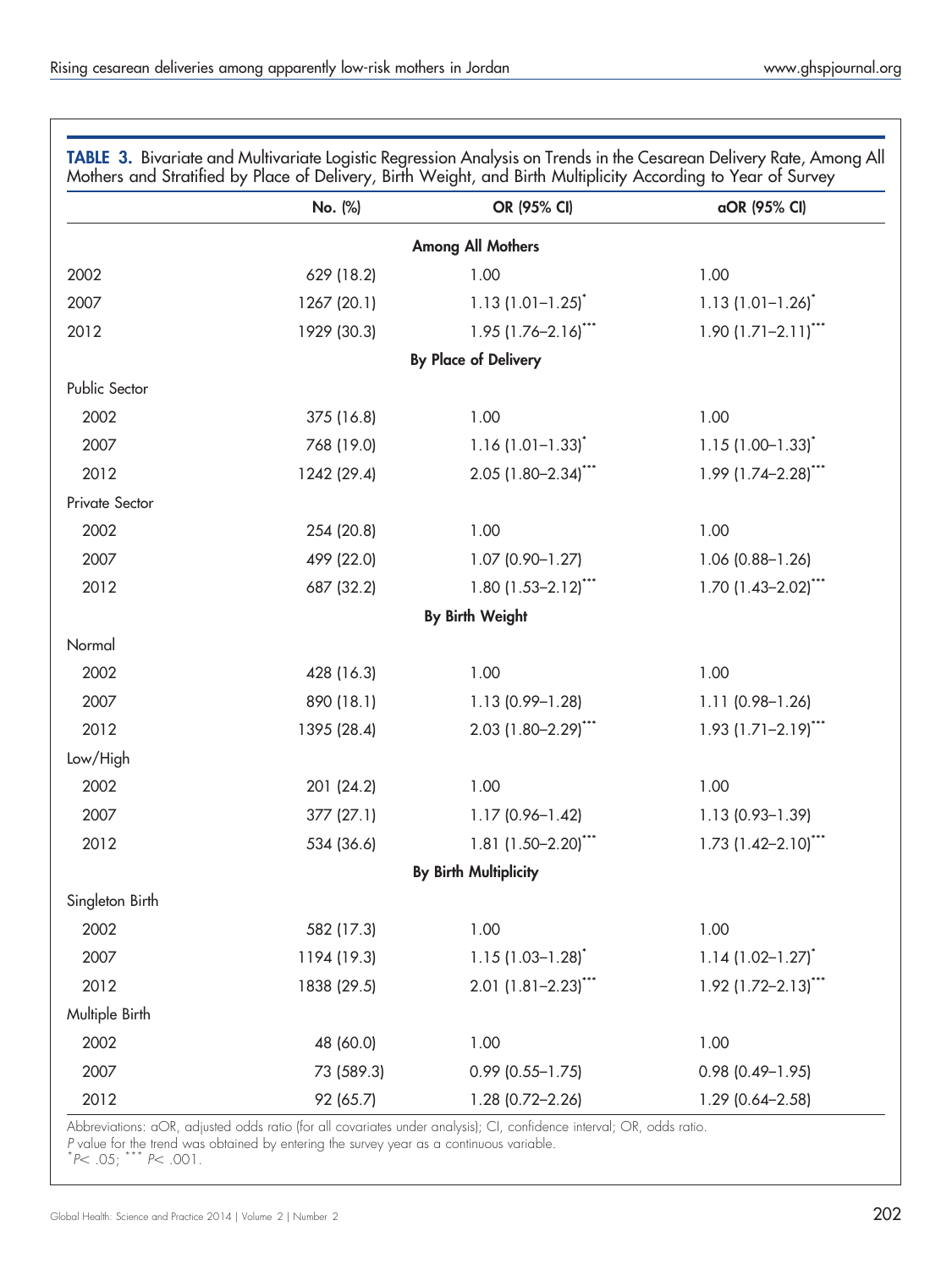**TABLE 3.** Bivariate and Multivariate Logistic Regression Analysis on Trends in the Cesarean Delivery Rate, Among All Mothers and Stratified by Place of Delivery, Birth Weight, and Birth Multiplicity According to Year of Survey

| | No. (%) | OR (95% CI) | aOR (95% CI) |
|---|---|---|---|
| | | **Among All Mothers** | |
| 2002 | 629 (18.2) | 1.00 | 1.00 |
| 2007 | 1267 (20.1) | 1.13 (1.01–1.25)* | 1.13 (1.01–1.26)* |
| 2012 | 1929 (30.3) | 1.95 (1.76–2.16)*** | 1.90 (1.71–2.11)*** |
| | | **By Place of Delivery** | |
| Public Sector | | | |
| 2002 | 375 (16.8) | 1.00 | 1.00 |
| 2007 | 768 (19.0) | 1.16 (1.01–1.33)* | 1.15 (1.00–1.33)* |
| 2012 | 1242 (29.4) | 2.05 (1.80–2.34)*** | 1.99 (1.74–2.28)*** |
| Private Sector | | | |
| 2002 | 254 (20.8) | 1.00 | 1.00 |
| 2007 | 499 (22.0) | 1.07 (0.90–1.27) | 1.06 (0.88–1.26) |
| 2012 | 687 (32.2) | 1.80 (1.53–2.12)*** | 1.70 (1.43–2.02)*** |
| | | **By Birth Weight** | |
| Normal | | | |
| 2002 | 428 (16.3) | 1.00 | 1.00 |
| 2007 | 890 (18.1) | 1.13 (0.99–1.28) | 1.11 (0.98–1.26) |
| 2012 | 1395 (28.4) | 2.03 (1.80–2.29)*** | 1.93 (1.71–2.19)*** |
| Low/High | | | |
| 2002 | 201 (24.2) | 1.00 | 1.00 |
| 2007 | 377 (27.1) | 1.17 (0.96–1.42) | 1.13 (0.93–1.39) |
| 2012 | 534 (36.6) | 1.81 (1.50–2.20)*** | 1.73 (1.42–2.10)*** |
| | | **By Birth Multiplicity** | |
| Singleton Birth | | | |
| 2002 | 582 (17.3) | 1.00 | 1.00 |
| 2007 | 1194 (19.3) | 1.15 (1.03–1.28)* | 1.14 (1.02–1.27)* |
| 2012 | 1838 (29.5) | 2.01 (1.81–2.23)*** | 1.92 (1.72–2.13)*** |
| Multiple Birth | | | |
| 2002 | 48 (60.0) | 1.00 | 1.00 |
| 2007 | 73 (589.3) | 0.99 (0.55–1.75) | 0.98 (0.49–1.95) |
| 2012 | 92 (65.7) | 1.28 (0.72–2.26) | 1.29 (0.64–2.58) |

Abbreviations: aOR, adjusted odds ratio (for all covariates under analysis); CI, confidence interval; OR, odds ratio.
*P* value for the trend was obtained by entering the survey year as a continuous variable.
\* $P < .05$; \*\*\* $P < .001$.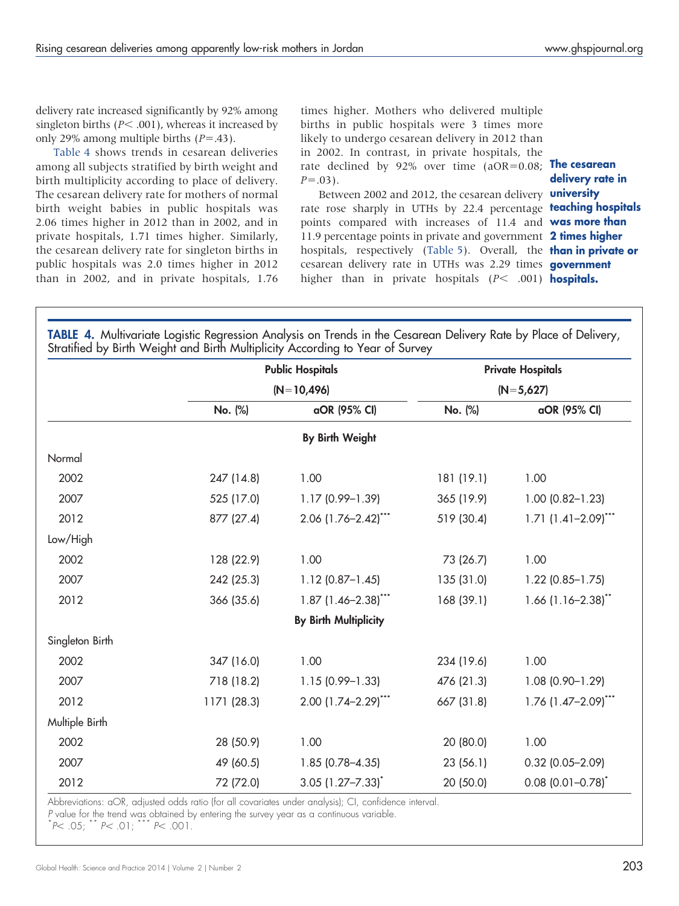delivery rate increased significantly by 92% among singleton births ($P < .001$), whereas it increased by only 29% among multiple births ($P = .43$).

Table 4 shows trends in cesarean deliveries among all subjects stratified by birth weight and birth multiplicity according to place of delivery. The cesarean delivery rate for mothers of normal birth weight babies in public hospitals was 2.06 times higher in 2012 than in 2002, and in private hospitals, 1.71 times higher. Similarly, the cesarean delivery rate for singleton births in public hospitals was 2.0 times higher in 2012 than in 2002, and in private hospitals, 1.76 times higher. Mothers who delivered multiple births in public hospitals were 3 times more likely to undergo cesarean delivery in 2012 than in 2002. In contrast, in private hospitals, the rate declined by 92% over time (aOR=0.08; $P = .03$).

Between 2002 and 2012, the cesarean delivery rate rose sharply in UTHs by 22.4 percentage points compared with increases of 11.4 and 11.9 percentage points in private and government hospitals, respectively (Table 5). Overall, the cesarean delivery rate in UTHs was 2.29 times higher than in private hospitals ($P < .001$)

**The cesarean delivery rate in university teaching hospitals was more than 2 times higher than in private or government hospitals.**

**TABLE 4.** Multivariate Logistic Regression Analysis on Trends in the Cesarean Delivery Rate by Place of Delivery, Stratified by Birth Weight and Birth Multiplicity According to Year of Survey

| | Public Hospitals (N=10,496) | | Private Hospitals (N=5,627) | |
|---|---|---|---|---|
| | No. (%) | aOR (95% CI) | No. (%) | aOR (95% CI) |
| **By Birth Weight** | | | | |
| Normal | | | | |
| 2002 | 247 (14.8) | 1.00 | 181 (19.1) | 1.00 |
| 2007 | 525 (17.0) | 1.17 (0.99–1.39) | 365 (19.9) | 1.00 (0.82–1.23) |
| 2012 | 877 (27.4) | 2.06 (1.76–2.42)*** | 519 (30.4) | 1.71 (1.41–2.09)*** |
| Low/High | | | | |
| 2002 | 128 (22.9) | 1.00 | 73 (26.7) | 1.00 |
| 2007 | 242 (25.3) | 1.12 (0.87–1.45) | 135 (31.0) | 1.22 (0.85–1.75) |
| 2012 | 366 (35.6) | 1.87 (1.46–2.38)*** | 168 (39.1) | 1.66 (1.16–2.38)** |
| **By Birth Multiplicity** | | | | |
| Singleton Birth | | | | |
| 2002 | 347 (16.0) | 1.00 | 234 (19.6) | 1.00 |
| 2007 | 718 (18.2) | 1.15 (0.99–1.33) | 476 (21.3) | 1.08 (0.90–1.29) |
| 2012 | 1171 (28.3) | 2.00 (1.74–2.29)*** | 667 (31.8) | 1.76 (1.47–2.09)*** |
| Multiple Birth | | | | |
| 2002 | 28 (50.9) | 1.00 | 20 (80.0) | 1.00 |
| 2007 | 49 (60.5) | 1.85 (0.78–4.35) | 23 (56.1) | 0.32 (0.05–2.09) |
| 2012 | 72 (72.0) | 3.05 (1.27–7.33)* | 20 (50.0) | 0.08 (0.01–0.78)* |

Abbreviations: aOR, adjusted odds ratio (for all covariates under analysis); CI, confidence interval.
$P$ value for the trend was obtained by entering the survey year as a continuous variable.
*$P < .05$; ** $P < .01$; *** $P < .001$.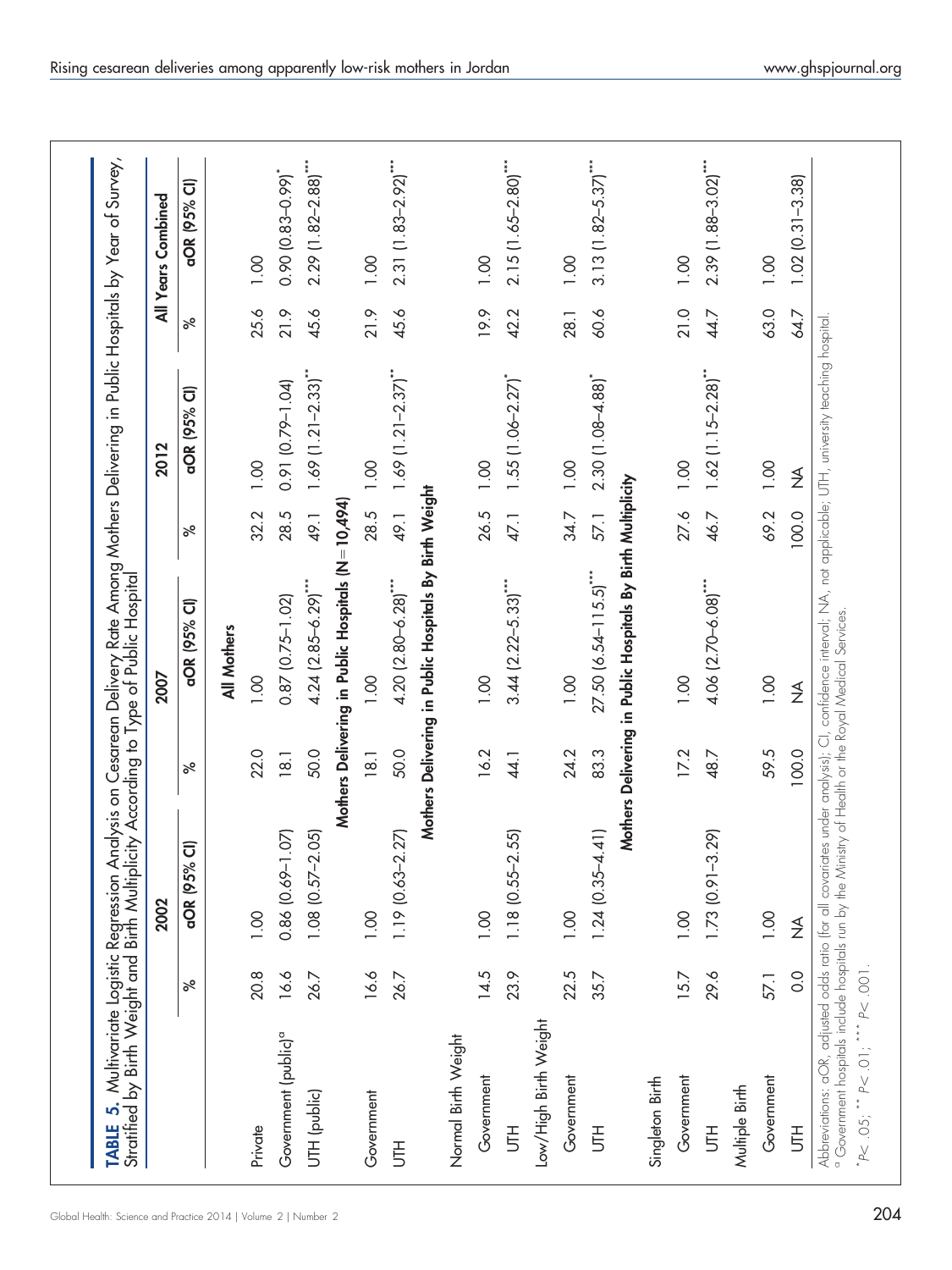**TABLE 5.** Multivariate Logistic Regression Analysis on Cesarean Delivery Rate Among Mothers Delivering in Public Hospitals by Year of Survey, Stratified by Birth Weight and Birth Multiplicity According to Type of Public Hospital

| | 2002 | | 2007 | | 2012 | | All Years Combined | |
|---|---|---|---|---|---|---|---|---|
| | % | aOR (95% CI) | % | aOR (95% CI) | % | aOR (95% CI) | % | aOR (95% CI) |
| **All Mothers** | | | | | | | | |
| Private | 20.8 | 1.00 | 22.0 | 1.00 | 32.2 | 1.00 | 25.6 | 1.00 |
| Government (public)[a] | 16.6 | 0.86 (0.69–1.07) | 18.1 | 0.87 (0.75–1.02) | 28.5 | 0.91 (0.79–1.04) | 21.9 | 0.90 (0.83–0.99)* |
| UTH (public) | 26.7 | 1.08 (0.57–2.05) | 50.0 | 4.24 (2.85–6.29)*** | 49.1 | 1.69 (1.21–2.33)** | 45.6 | 2.29 (1.82–2.88)*** |
| **Mothers Delivering in Public Hospitals (N=10,494)** | | | | | | | | |
| Government | 16.6 | 1.00 | 18.1 | 1.00 | 28.5 | 1.00 | 21.9 | 1.00 |
| UTH | 26.7 | 1.19 (0.63–2.27) | 50.0 | 4.20 (2.80–6.28)*** | 49.1 | 1.69 (1.21–2.37)** | 45.6 | 2.31 (1.83–2.92)*** |
| **Mothers Delivering in Public Hospitals By Birth Weight** | | | | | | | | |
| Normal Birth Weight | | | | | | | | |
| Government | 14.5 | 1.00 | 16.2 | 1.00 | 26.5 | 1.00 | 19.9 | 1.00 |
| UTH | 23.9 | 1.18 (0.55–2.55) | 44.1 | 3.44 (2.22–5.33)*** | 47.1 | 1.55 (1.06–2.27)* | 42.2 | 2.15 (1.65–2.80)*** |
| Low/High Birth Weight | | | | | | | | |
| Government | 22.5 | 1.00 | 24.2 | 1.00 | 34.7 | 1.00 | 28.1 | 1.00 |
| UTH | 35.7 | 1.24 (0.35–4.41) | 83.3 | 27.50 (6.54–115.5)*** | 57.1 | 2.30 (1.08–4.88)* | 60.6 | 3.13 (1.82–5.37)*** |
| **Mothers Delivering in Public Hospitals By Birth Multiplicity** | | | | | | | | |
| Singleton Birth | | | | | | | | |
| Government | 15.7 | 1.00 | 17.2 | 1.00 | 27.6 | 1.00 | 21.0 | 1.00 |
| UTH | 29.6 | 1.73 (0.91–3.29) | 48.7 | 4.06 (2.70–6.08)*** | 46.7 | 1.62 (1.15–2.28)** | 44.7 | 2.39 (1.88–3.02)*** |
| Multiple Birth | | | | | | | | |
| Government | 57.1 | 1.00 | 59.5 | 1.00 | 69.2 | 1.00 | 63.0 | 1.00 |
| UTH | 0.0 | NA | 100.0 | NA | 100.0 | NA | 64.7 | 1.02 (0.31–3.38) |

Abbreviations: aOR, adjusted odds ratio (for all covariates under analysis); CI, confidence interval; NA, not applicable; UTH, university teaching hospital.
[a] Government hospitals include hospitals run by the Ministry of Health or the Royal Medical Services.

*$P<.05$; **$P<.01$; ***$P<.001$.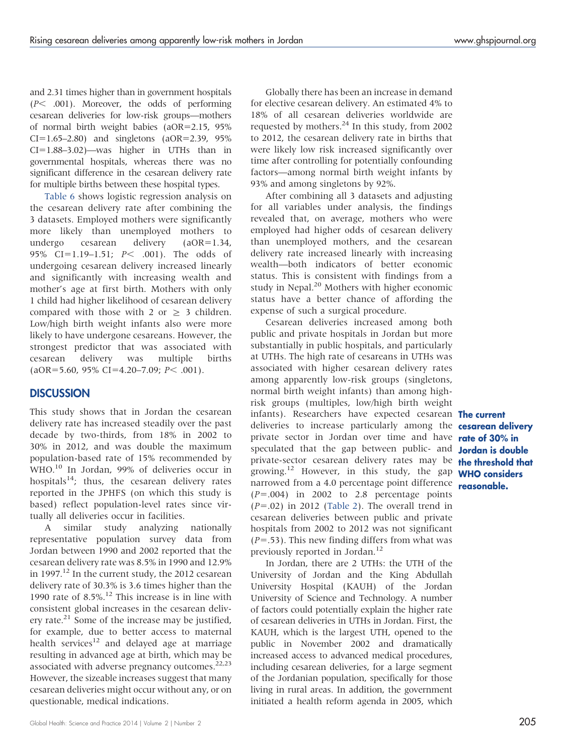and 2.31 times higher than in government hospitals ($P < .001$). Moreover, the odds of performing cesarean deliveries for low-risk groups—mothers of normal birth weight babies (aOR=2.15, 95% CI=1.65–2.80) and singletons (aOR=2.39, 95% CI=1.88–3.02)—was higher in UTHs than in governmental hospitals, whereas there was no significant difference in the cesarean delivery rate for multiple births between these hospital types.

Table 6 shows logistic regression analysis on the cesarean delivery rate after combining the 3 datasets. Employed mothers were significantly more likely than unemployed mothers to undergo cesarean delivery (aOR=1.34, 95% CI=1.19–1.51; $P < .001$). The odds of undergoing cesarean delivery increased linearly and significantly with increasing wealth and mother's age at first birth. Mothers with only 1 child had higher likelihood of cesarean delivery compared with those with 2 or $\geq$ 3 children. Low/high birth weight infants also were more likely to have undergone cesareans. However, the strongest predictor that was associated with cesarean delivery was multiple births (aOR=5.60, 95% CI=4.20–7.09; $P < .001$).

## DISCUSSION

This study shows that in Jordan the cesarean delivery rate has increased steadily over the past decade by two-thirds, from 18% in 2002 to 30% in 2012, and was double the maximum population-based rate of 15% recommended by WHO.[10] In Jordan, 99% of deliveries occur in hospitals[14]; thus, the cesarean delivery rates reported in the JPHFS (on which this study is based) reflect population-level rates since virtually all deliveries occur in facilities.

A similar study analyzing nationally representative population survey data from Jordan between 1990 and 2002 reported that the cesarean delivery rate was 8.5% in 1990 and 12.9% in 1997.[12] In the current study, the 2012 cesarean delivery rate of 30.3% is 3.6 times higher than the 1990 rate of 8.5%.[12] This increase is in line with consistent global increases in the cesarean delivery rate.[21] Some of the increase may be justified, for example, due to better access to maternal health services[12] and delayed age at marriage resulting in advanced age at birth, which may be associated with adverse pregnancy outcomes.[22,23] However, the sizeable increases suggest that many cesarean deliveries might occur without any, or on questionable, medical indications.

Globally there has been an increase in demand for elective cesarean delivery. An estimated 4% to 18% of all cesarean deliveries worldwide are requested by mothers.[24] In this study, from 2002 to 2012, the cesarean delivery rate in births that were likely low risk increased significantly over time after controlling for potentially confounding factors—among normal birth weight infants by 93% and among singletons by 92%.

After combining all 3 datasets and adjusting for all variables under analysis, the findings revealed that, on average, mothers who were employed had higher odds of cesarean delivery than unemployed mothers, and the cesarean delivery rate increased linearly with increasing wealth—both indicators of better economic status. This is consistent with findings from a study in Nepal.[20] Mothers with higher economic status have a better chance of affording the expense of such a surgical procedure.

Cesarean deliveries increased among both public and private hospitals in Jordan but more substantially in public hospitals, and particularly at UTHs. The high rate of cesareans in UTHs was associated with higher cesarean delivery rates among apparently low-risk groups (singletons, normal birth weight infants) than among high-risk groups (multiples, low/high birth weight infants). Researchers have expected cesarean deliveries to increase particularly among the private sector in Jordan over time and have speculated that the gap between public- and private-sector cesarean delivery rates may be growing.[12] However, in this study, the gap narrowed from a 4.0 percentage point difference ($P=.004$) in 2002 to 2.8 percentage points ($P=.02$) in 2012 (Table 2). The overall trend in cesarean deliveries between public and private hospitals from 2002 to 2012 was not significant ($P=.53$). This new finding differs from what was previously reported in Jordan.[12]

**The current cesarean delivery rate of 30% in Jordan is double the threshold that WHO considers reasonable.**

In Jordan, there are 2 UTHs: the UTH of the University of Jordan and the King Abdullah University Hospital (KAUH) of the Jordan University of Science and Technology. A number of factors could potentially explain the higher rate of cesarean deliveries in UTHs in Jordan. First, the KAUH, which is the largest UTH, opened to the public in November 2002 and dramatically increased access to advanced medical procedures, including cesarean deliveries, for a large segment of the Jordanian population, specifically for those living in rural areas. In addition, the government initiated a health reform agenda in 2005, which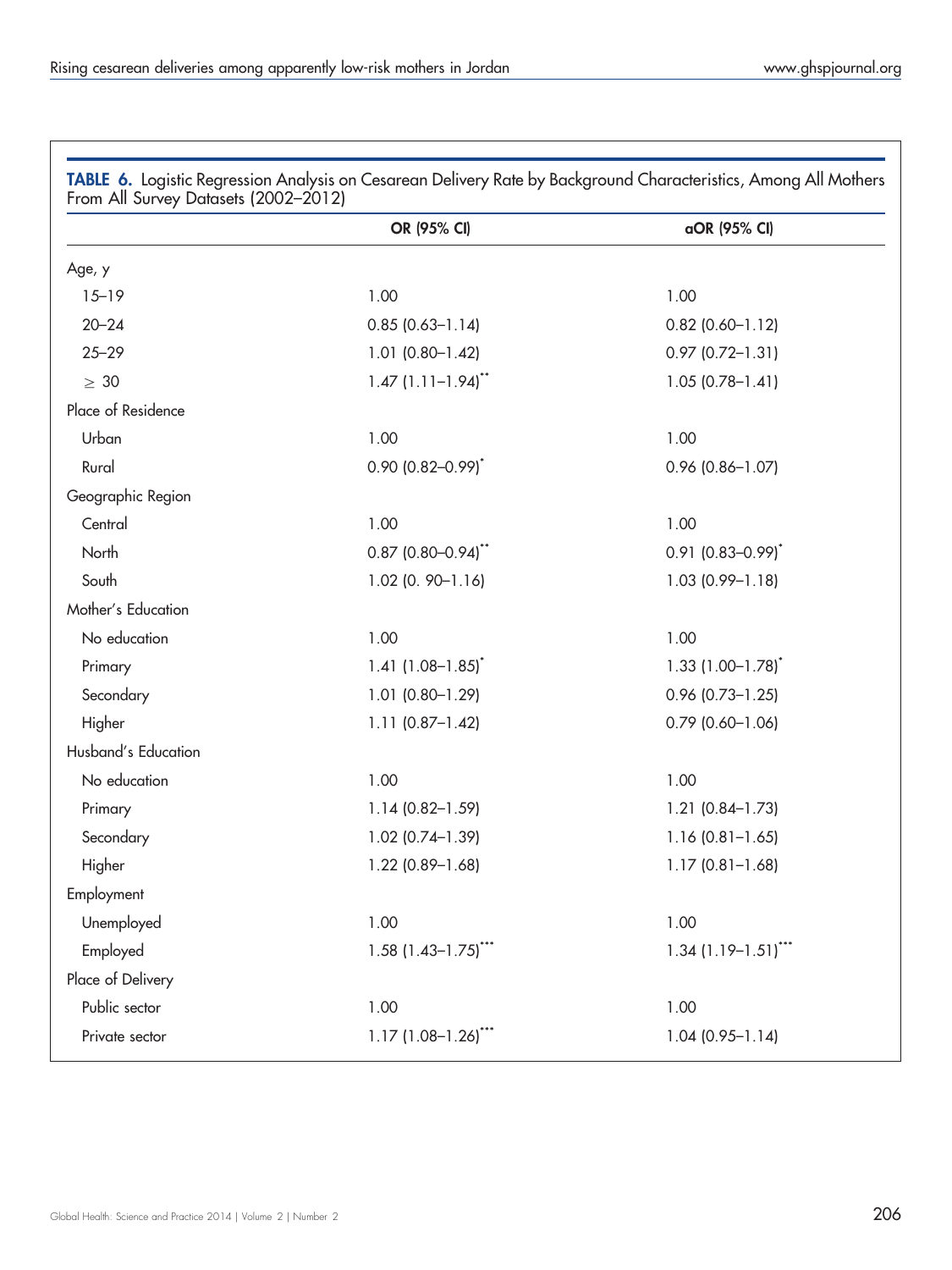**TABLE 6.** Logistic Regression Analysis on Cesarean Delivery Rate by Background Characteristics, Among All Mothers From All Survey Datasets (2002–2012)

| | OR (95% CI) | aOR (95% CI) |
|---|---|---|
| Age, y | | |
| 15–19 | 1.00 | 1.00 |
| 20–24 | 0.85 (0.63–1.14) | 0.82 (0.60–1.12) |
| 25–29 | 1.01 (0.80–1.42) | 0.97 (0.72–1.31) |
| ≥ 30 | 1.47 (1.11–1.94)** | 1.05 (0.78–1.41) |
| Place of Residence | | |
| Urban | 1.00 | 1.00 |
| Rural | 0.90 (0.82–0.99)* | 0.96 (0.86–1.07) |
| Geographic Region | | |
| Central | 1.00 | 1.00 |
| North | 0.87 (0.80–0.94)** | 0.91 (0.83–0.99)* |
| South | 1.02 (0. 90–1.16) | 1.03 (0.99–1.18) |
| Mother's Education | | |
| No education | 1.00 | 1.00 |
| Primary | 1.41 (1.08–1.85)* | 1.33 (1.00–1.78)* |
| Secondary | 1.01 (0.80–1.29) | 0.96 (0.73–1.25) |
| Higher | 1.11 (0.87–1.42) | 0.79 (0.60–1.06) |
| Husband's Education | | |
| No education | 1.00 | 1.00 |
| Primary | 1.14 (0.82–1.59) | 1.21 (0.84–1.73) |
| Secondary | 1.02 (0.74–1.39) | 1.16 (0.81–1.65) |
| Higher | 1.22 (0.89–1.68) | 1.17 (0.81–1.68) |
| Employment | | |
| Unemployed | 1.00 | 1.00 |
| Employed | 1.58 (1.43–1.75)*** | 1.34 (1.19–1.51)*** |
| Place of Delivery | | |
| Public sector | 1.00 | 1.00 |
| Private sector | 1.17 (1.08–1.26)*** | 1.04 (0.95–1.14) |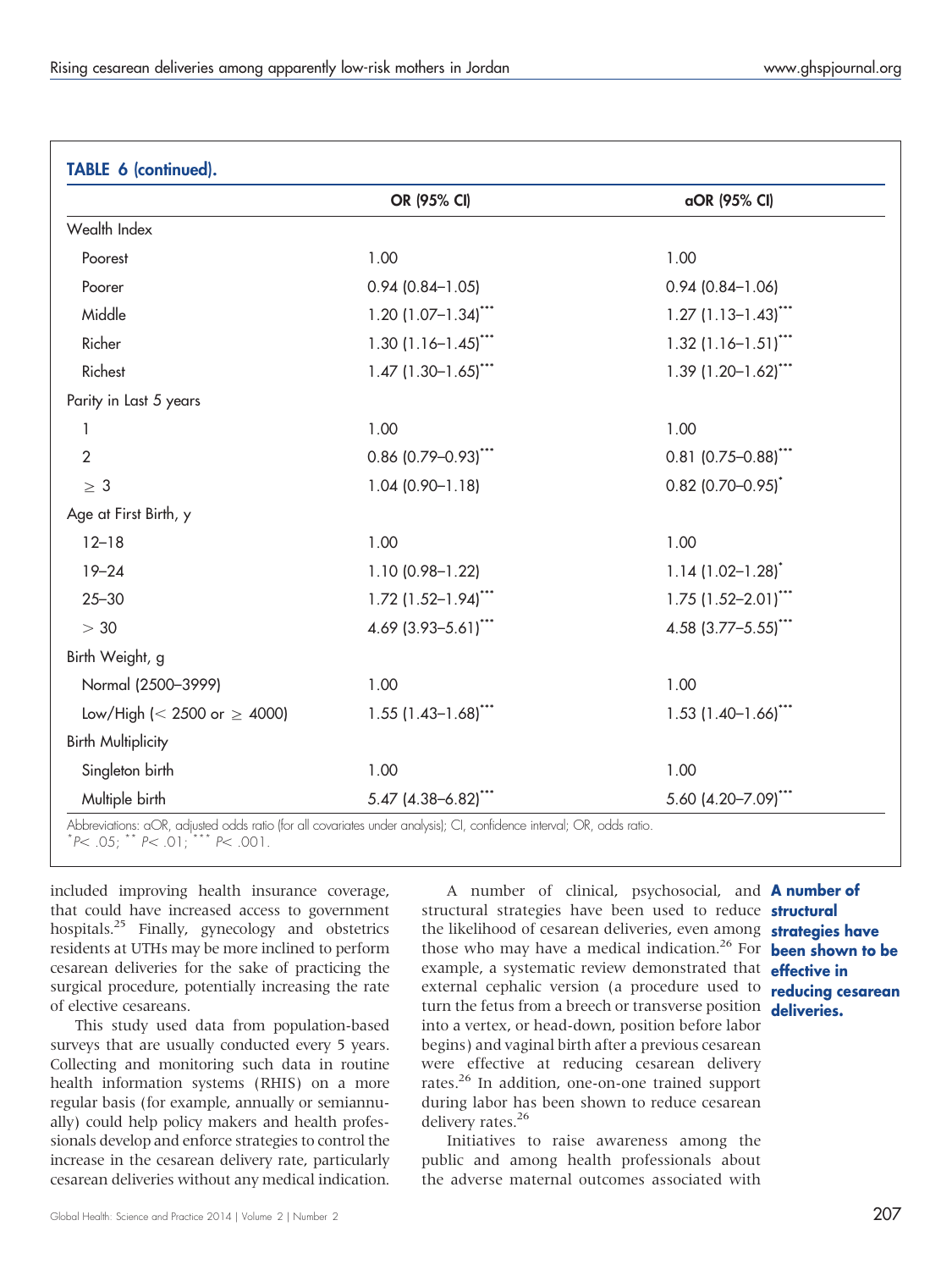**TABLE 6 (continued).**

| | OR (95% CI) | aOR (95% CI) |
|---|---|---|
| Wealth Index | | |
| Poorest | 1.00 | 1.00 |
| Poorer | 0.94 (0.84–1.05) | 0.94 (0.84–1.06) |
| Middle | 1.20 (1.07–1.34)*** | 1.27 (1.13–1.43)*** |
| Richer | 1.30 (1.16–1.45)*** | 1.32 (1.16–1.51)*** |
| Richest | 1.47 (1.30–1.65)*** | 1.39 (1.20–1.62)*** |
| Parity in Last 5 years | | |
| 1 | 1.00 | 1.00 |
| 2 | 0.86 (0.79–0.93)*** | 0.81 (0.75–0.88)*** |
| ≥ 3 | 1.04 (0.90–1.18) | 0.82 (0.70–0.95)* |
| Age at First Birth, y | | |
| 12–18 | 1.00 | 1.00 |
| 19–24 | 1.10 (0.98–1.22) | 1.14 (1.02–1.28)* |
| 25–30 | 1.72 (1.52–1.94)*** | 1.75 (1.52–2.01)*** |
| > 30 | 4.69 (3.93–5.61)*** | 4.58 (3.77–5.55)*** |
| Birth Weight, g | | |
| Normal (2500–3999) | 1.00 | 1.00 |
| Low/High (< 2500 or ≥ 4000) | 1.55 (1.43–1.68)*** | 1.53 (1.40–1.66)*** |
| Birth Multiplicity | | |
| Singleton birth | 1.00 | 1.00 |
| Multiple birth | 5.47 (4.38–6.82)*** | 5.60 (4.20–7.09)*** |

Abbreviations: aOR, adjusted odds ratio (for all covariates under analysis); CI, confidence interval; OR, odds ratio.
*P< .05; ** P< .01; *** P< .001.

included improving health insurance coverage, that could have increased access to government hospitals.[25] Finally, gynecology and obstetrics residents at UTHs may be more inclined to perform cesarean deliveries for the sake of practicing the surgical procedure, potentially increasing the rate of elective cesareans.

This study used data from population-based surveys that are usually conducted every 5 years. Collecting and monitoring such data in routine health information systems (RHIS) on a more regular basis (for example, annually or semiannually) could help policy makers and health professionals develop and enforce strategies to control the increase in the cesarean delivery rate, particularly cesarean deliveries without any medical indication.

A number of clinical, psychosocial, and structural strategies have been used to reduce the likelihood of cesarean deliveries, even among those who may have a medical indication.[26] For example, a systematic review demonstrated that external cephalic version (a procedure used to turn the fetus from a breech or transverse position into a vertex, or head-down, position before labor begins) and vaginal birth after a previous cesarean were effective at reducing cesarean delivery rates.[26] In addition, one-on-one trained support during labor has been shown to reduce cesarean delivery rates.[26]

**A number of structural strategies have been shown to be effective in reducing cesarean deliveries.**

Initiatives to raise awareness among the public and among health professionals about the adverse maternal outcomes associated with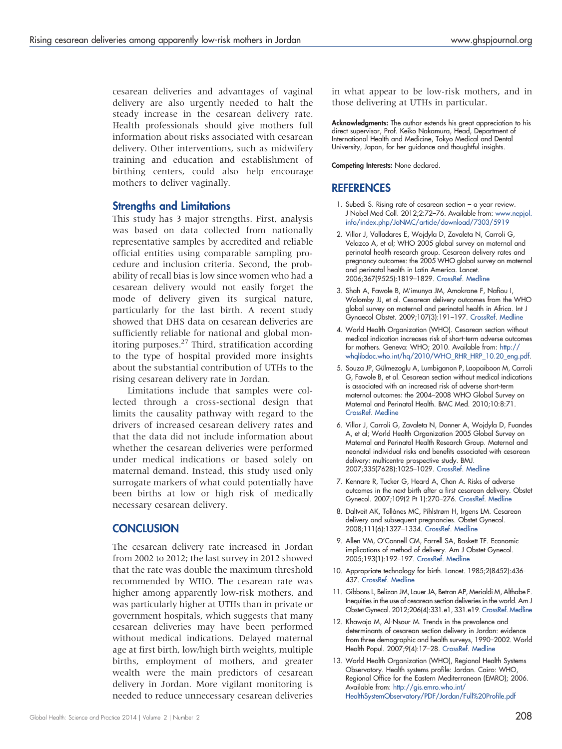cesarean deliveries and advantages of vaginal delivery are also urgently needed to halt the steady increase in the cesarean delivery rate. Health professionals should give mothers full information about risks associated with cesarean delivery. Other interventions, such as midwifery training and education and establishment of birthing centers, could also help encourage mothers to deliver vaginally.

### Strengths and Limitations

This study has 3 major strengths. First, analysis was based on data collected from nationally representative samples by accredited and reliable official entities using comparable sampling procedure and inclusion criteria. Second, the probability of recall bias is low since women who had a cesarean delivery would not easily forget the mode of delivery given its surgical nature, particularly for the last birth. A recent study showed that DHS data on cesarean deliveries are sufficiently reliable for national and global monitoring purposes.[27] Third, stratification according to the type of hospital provided more insights about the substantial contribution of UTHs to the rising cesarean delivery rate in Jordan.

Limitations include that samples were collected through a cross-sectional design that limits the causality pathway with regard to the drivers of increased cesarean delivery rates and that the data did not include information about whether the cesarean deliveries were performed under medical indications or based solely on maternal demand. Instead, this study used only surrogate markers of what could potentially have been births at low or high risk of medically necessary cesarean delivery.

## CONCLUSION

The cesarean delivery rate increased in Jordan from 2002 to 2012; the last survey in 2012 showed that the rate was double the maximum threshold recommended by WHO. The cesarean rate was higher among apparently low-risk mothers, and was particularly higher at UTHs than in private or government hospitals, which suggests that many cesarean deliveries may have been performed without medical indications. Delayed maternal age at first birth, low/high birth weights, multiple births, employment of mothers, and greater wealth were the main predictors of cesarean delivery in Jordan. More vigilant monitoring is needed to reduce unnecessary cesarean deliveries in what appear to be low-risk mothers, and in those delivering at UTHs in particular.

**Acknowledgments:** The author extends his great appreciation to his direct supervisor, Prof. Keiko Nakamura, Head, Department of International Health and Medicine, Tokyo Medical and Dental University, Japan, for her guidance and thoughtful insights.

**Competing Interests:** None declared.

## REFERENCES

1. Subedi S. Rising rate of cesarean section – a year review. J Nobel Med Coll. 2012;2:72–76. Available from: www.nepjol.info/index.php/JoNMC/article/download/7303/5919
2. Villar J, Valladares E, Wojdyla D, Zavaleta N, Carroli G, Velazco A, et al; WHO 2005 global survey on maternal and perinatal health research group. Cesarean delivery rates and pregnancy outcomes: the 2005 WHO global survey on maternal and perinatal health in Latin America. Lancet. 2006;367(9525):1819–1829. CrossRef. Medline
3. Shah A, Fawole B, M'imunya JM, Amokrane F, Nafiou I, Wolomby JJ, et al. Cesarean delivery outcomes from the WHO global survey on maternal and perinatal health in Africa. Int J Gynaecol Obstet. 2009;107(3):191–197. CrossRef. Medline
4. World Health Organization (WHO). Cesarean section without medical indication increases risk of short-term adverse outcomes for mothers. Geneva: WHO; 2010. Available from: http://whqlibdoc.who.int/hq/2010/WHO_RHR_HRP_10.20_eng.pdf.
5. Souza JP, Gülmezoglu A, Lumbiganon P, Laopaiboon M, Carroli G, Fawole B, et al. Cesarean section without medical indications is associated with an increased risk of adverse short-term maternal outcomes: the 2004–2008 WHO Global Survey on Maternal and Perinatal Health. BMC Med. 2010;10:8:71. CrossRef. Medline
6. Villar J, Carroli G, Zavaleta N, Donner A, Wojdyla D, Fuandes A, et al; World Health Organization 2005 Global Survey on Maternal and Perinatal Health Research Group. Maternal and neonatal individual risks and benefits associated with cesarean delivery: multicentre prospective study. BMJ. 2007;335(7628):1025–1029. CrossRef. Medline
7. Kennare R, Tucker G, Heard A, Chan A. Risks of adverse outcomes in the next birth after a first cesarean delivery. Obstet Gynecol. 2007;109(2 Pt 1):270–276. CrossRef. Medline
8. Daltveit AK, Tollånes MC, Pihlstrøm H, Irgens LM. Cesarean delivery and subsequent pregnancies. Obstet Gynecol. 2008;111(6):1327–1334. CrossRef. Medline
9. Allen VM, O'Connell CM, Farrell SA, Baskett TF. Economic implications of method of delivery. Am J Obstet Gynecol. 2005;193(1):192–197. CrossRef. Medline
10. Appropriate technology for birth. Lancet. 1985;2(8452):436-437. CrossRef. Medline
11. Gibbons L, Belizan JM, Lauer JA, Betran AP, Merialdi M, Althabe F. Inequities in the use of cesarean section deliveries in the world. Am J Obstet Gynecol. 2012;206(4):331.e1, 331.e19. CrossRef. Medline
12. Khawaja M, Al-Nsour M. Trends in the prevalence and determinants of cesarean section delivery in Jordan: evidence from three demographic and health surveys, 1990–2002. World Health Popul. 2007;9(4):17–28. CrossRef. Medline
13. World Health Organization (WHO), Regional Health Systems Observatory. Health systems profile: Jordan. Cairo: WHO, Regional Office for the Eastern Mediterranean (EMRO); 2006. Available from: http://gis.emro.who.int/HealthSystemObservatory/PDF/Jordan/Full%20Profile.pdf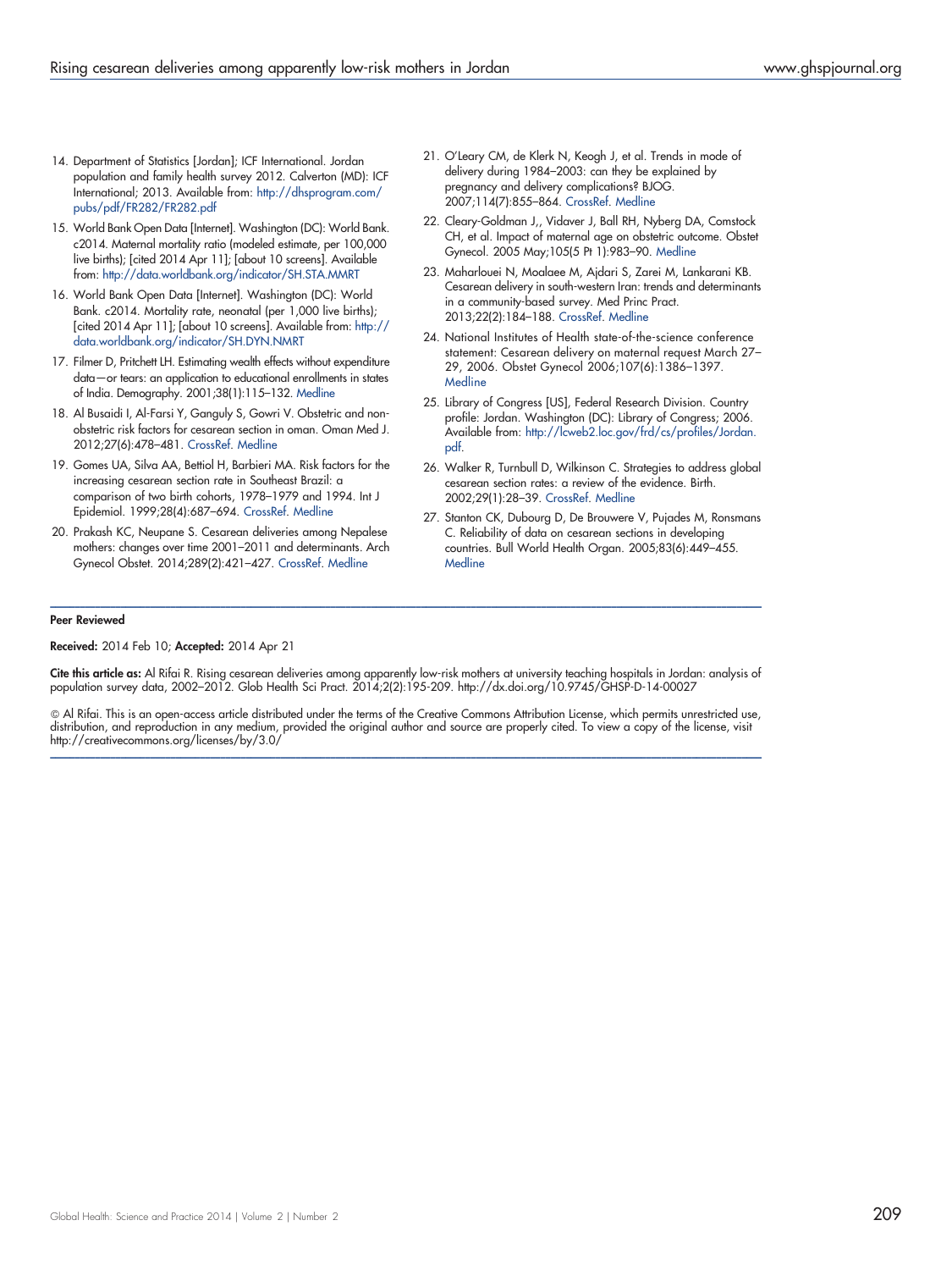14. Department of Statistics [Jordan]; ICF International. Jordan population and family health survey 2012. Calverton (MD): ICF International; 2013. Available from: http://dhsprogram.com/pubs/pdf/FR282/FR282.pdf

15. World Bank Open Data [Internet]. Washington (DC): World Bank. c2014. Maternal mortality ratio (modeled estimate, per 100,000 live births); [cited 2014 Apr 11]; [about 10 screens]. Available from: http://data.worldbank.org/indicator/SH.STA.MMRT

16. World Bank Open Data [Internet]. Washington (DC): World Bank. c2014. Mortality rate, neonatal (per 1,000 live births); [cited 2014 Apr 11]; [about 10 screens]. Available from: http://data.worldbank.org/indicator/SH.DYN.NMRT

17. Filmer D, Pritchett LH. Estimating wealth effects without expenditure data—or tears: an application to educational enrollments in states of India. Demography. 2001;38(1):115–132. Medline

18. Al Busaidi I, Al-Farsi Y, Ganguly S, Gowri V. Obstetric and non-obstetric risk factors for cesarean section in oman. Oman Med J. 2012;27(6):478–481. CrossRef. Medline

19. Gomes UA, Silva AA, Bettiol H, Barbieri MA. Risk factors for the increasing cesarean section rate in Southeast Brazil: a comparison of two birth cohorts, 1978–1979 and 1994. Int J Epidemiol. 1999;28(4):687–694. CrossRef. Medline

20. Prakash KC, Neupane S. Cesarean deliveries among Nepalese mothers: changes over time 2001–2011 and determinants. Arch Gynecol Obstet. 2014;289(2):421–427. CrossRef. Medline

21. O'Leary CM, de Klerk N, Keogh J, et al. Trends in mode of delivery during 1984–2003: can they be explained by pregnancy and delivery complications? BJOG. 2007;114(7):855–864. CrossRef. Medline

22. Cleary-Goldman J,, Vidaver J, Ball RH, Nyberg DA, Comstock CH, et al. Impact of maternal age on obstetric outcome. Obstet Gynecol. 2005 May;105(5 Pt 1):983–90. Medline

23. Maharlouei N, Moalaee M, Ajdari S, Zarei M, Lankarani KB. Cesarean delivery in south-western Iran: trends and determinants in a community-based survey. Med Princ Pract. 2013;22(2):184–188. CrossRef. Medline

24. National Institutes of Health state-of-the-science conference statement: Cesarean delivery on maternal request March 27–29, 2006. Obstet Gynecol 2006;107(6):1386–1397. Medline

25. Library of Congress [US], Federal Research Division. Country profile: Jordan. Washington (DC): Library of Congress; 2006. Available from: http://lcweb2.loc.gov/frd/cs/profiles/Jordan.pdf.

26. Walker R, Turnbull D, Wilkinson C. Strategies to address global cesarean section rates: a review of the evidence. Birth. 2002;29(1):28–39. CrossRef. Medline

27. Stanton CK, Dubourg D, De Brouwere V, Pujades M, Ronsmans C. Reliability of data on cesarean sections in developing countries. Bull World Health Organ. 2005;83(6):449–455. Medline

---

**Peer Reviewed**

**Received:** 2014 Feb 10; **Accepted:** 2014 Apr 21

**Cite this article as:** Al Rifai R. Rising cesarean deliveries among apparently low-risk mothers at university teaching hospitals in Jordan: analysis of population survey data, 2002–2012. Glob Health Sci Pract. 2014;2(2):195-209. http://dx.doi.org/10.9745/GHSP-D-14-00027

© Al Rifai. This is an open-access article distributed under the terms of the Creative Commons Attribution License, which permits unrestricted use, distribution, and reproduction in any medium, provided the original author and source are properly cited. To view a copy of the license, visit http://creativecommons.org/licenses/by/3.0/